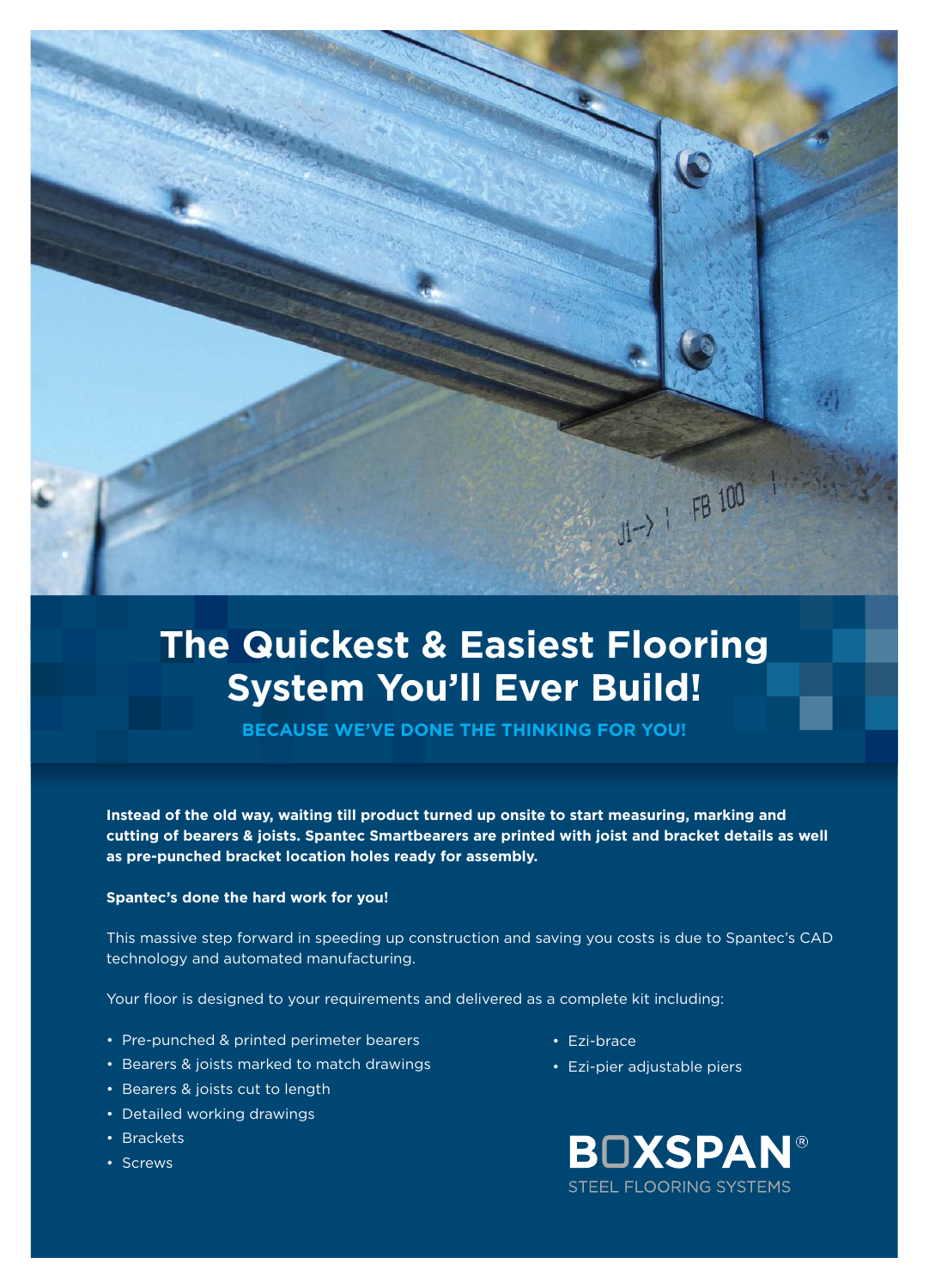# The Quickest & Easiest Flooring System You'll Ever Build!

## BECAUSE WE'VE DONE THE THINKING FOR YOU!

**Instead of the old way, waiting till product turned up onsite to start measuring, marking and cutting of bearers & joists. Spantec Smartbearers are printed with joist and bracket details as well as pre-punched bracket location holes ready for assembly.**

**Spantec's done the hard work for you!**

This massive step forward in speeding up construction and saving you costs is due to Spantec's CAD technology and automated manufacturing.

Your floor is designed to your requirements and delivered as a complete kit including:

- Pre-punched & printed perimeter bearers
- Bearers & joists marked to match drawings
- Bearers & joists cut to length
- Detailed working drawings
- Brackets
- Screws
- Ezi-brace
- Ezi-pier adjustable piers

BOXSPAN®
STEEL FLOORING SYSTEMS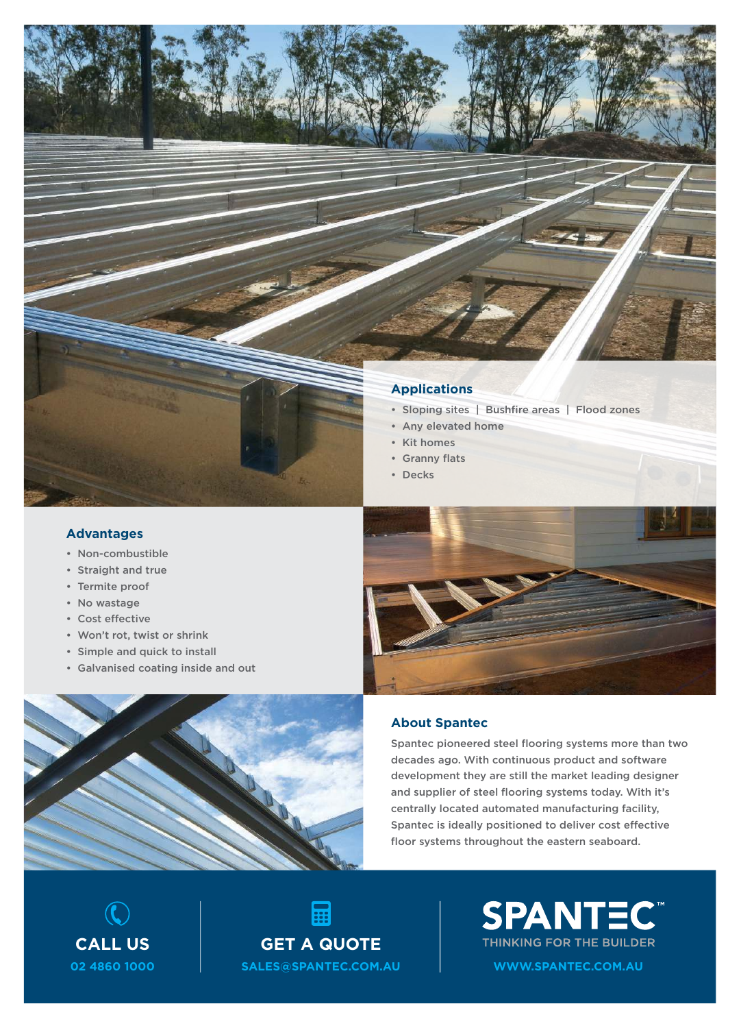## Applications

- Sloping sites | Bushfire areas | Flood zones
- Any elevated home
- Kit homes
- Granny flats
- Decks

## Advantages

- Non-combustible
- Straight and true
- Termite proof
- No wastage
- Cost effective
- Won't rot, twist or shrink
- Simple and quick to install
- Galvanised coating inside and out

## About Spantec

Spantec pioneered steel flooring systems more than two decades ago. With continuous product and software development they are still the market leading designer and supplier of steel flooring systems today. With it's centrally located automated manufacturing facility, Spantec is ideally positioned to deliver cost effective floor systems throughout the eastern seaboard.

**CALL US**
02 4860 1000

**GET A QUOTE**
SALES@SPANTEC.COM.AU

**SPANTEC™**
THINKING FOR THE BUILDER
WWW.SPANTEC.COM.AU